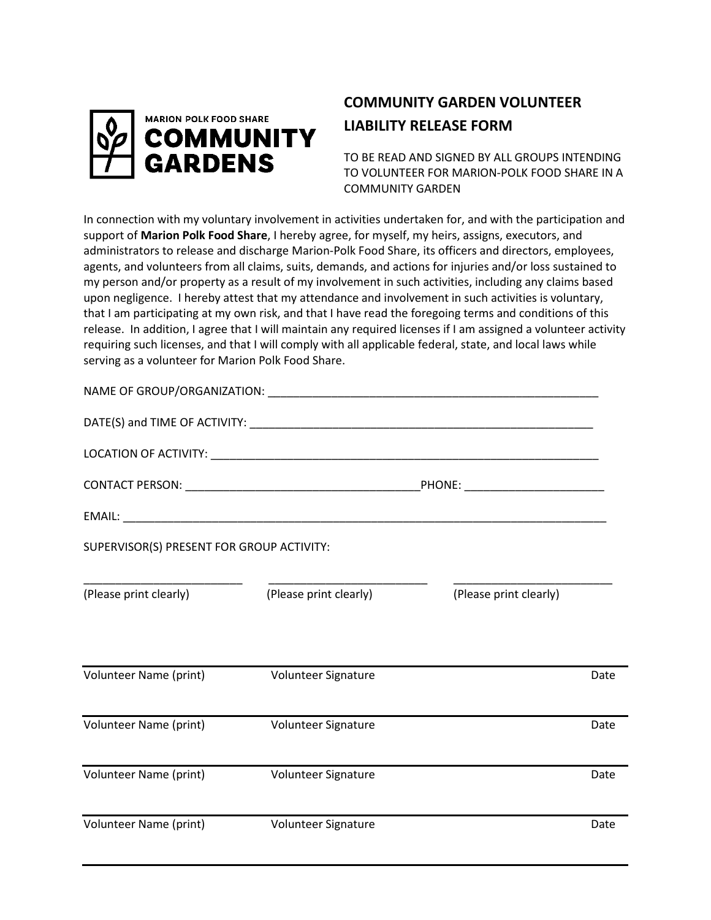MARION POLK FOOD SHARE

**COMMUNITY GARDENS**

# COMMUNITY GARDEN VOLUNTEER LIABILITY RELEASE FORM

TO BE READ AND SIGNED BY ALL GROUPS INTENDING TO VOLUNTEER FOR MARION-POLK FOOD SHARE IN A COMMUNITY GARDEN

In connection with my voluntary involvement in activities undertaken for, and with the participation and support of **Marion Polk Food Share**, I hereby agree, for myself, my heirs, assigns, executors, and administrators to release and discharge Marion-Polk Food Share, its officers and directors, employees, agents, and volunteers from all claims, suits, demands, and actions for injuries and/or loss sustained to my person and/or property as a result of my involvement in such activities, including any claims based upon negligence. I hereby attest that my attendance and involvement in such activities is voluntary, that I am participating at my own risk, and that I have read the foregoing terms and conditions of this release. In addition, I agree that I will maintain any required licenses if I am assigned a volunteer activity requiring such licenses, and that I will comply with all applicable federal, state, and local laws while serving as a volunteer for Marion Polk Food Share.

NAME OF GROUP/ORGANIZATION: ______________________________________________________

DATE(S) and TIME OF ACTIVITY: ______________________________________________________

LOCATION OF ACTIVITY: ______________________________________________________________

CONTACT PERSON: _____________________________________PHONE: ______________________

EMAIL: ____________________________________________________________________________

SUPERVISOR(S) PRESENT FOR GROUP ACTIVITY:

_________________________ _________________________ _________________________

(Please print clearly) (Please print clearly) (Please print clearly)

| Volunteer Name (print) | Volunteer Signature | Date |
|---|---|---|
| | | |
| Volunteer Name (print) | Volunteer Signature | Date |
| | | |
| Volunteer Name (print) | Volunteer Signature | Date |
| | | |
| Volunteer Name (print) | Volunteer Signature | Date |
| | | |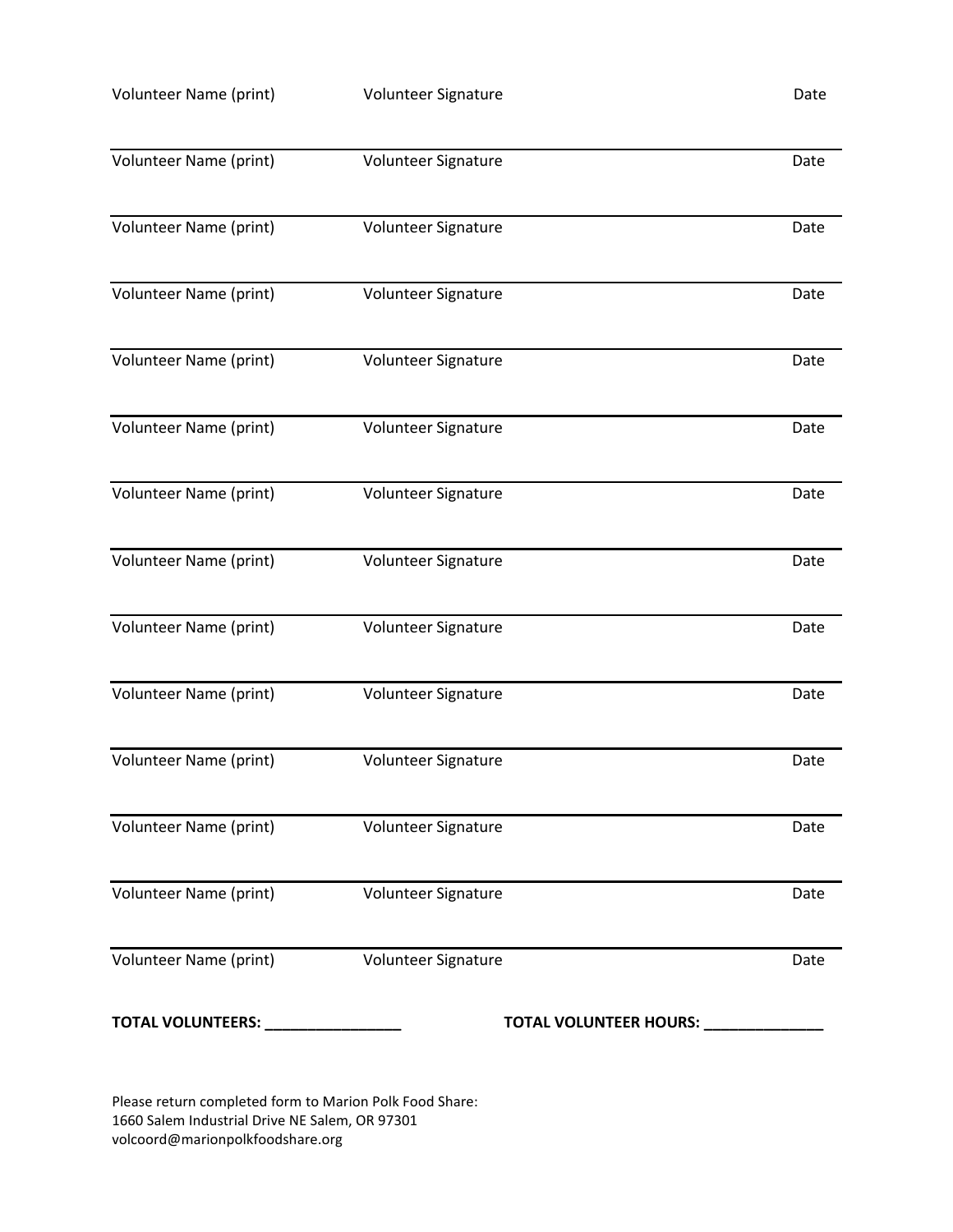| | | |
|---|---|---|
| Volunteer Name (print) | Volunteer Signature | Date |
| Volunteer Name (print) | Volunteer Signature | Date |
| Volunteer Name (print) | Volunteer Signature | Date |
| Volunteer Name (print) | Volunteer Signature | Date |
| Volunteer Name (print) | Volunteer Signature | Date |
| Volunteer Name (print) | Volunteer Signature | Date |
| Volunteer Name (print) | Volunteer Signature | Date |
| Volunteer Name (print) | Volunteer Signature | Date |
| Volunteer Name (print) | Volunteer Signature | Date |
| Volunteer Name (print) | Volunteer Signature | Date |
| Volunteer Name (print) | Volunteer Signature | Date |
| Volunteer Name (print) | Volunteer Signature | Date |
| Volunteer Name (print) | Volunteer Signature | Date |
| Volunteer Name (print) | Volunteer Signature | Date |

**TOTAL VOLUNTEERS: ________________** **TOTAL VOLUNTEER HOURS: ______________**

Please return completed form to Marion Polk Food Share:
1660 Salem Industrial Drive NE Salem, OR 97301
volcoord@marionpolkfoodshare.org